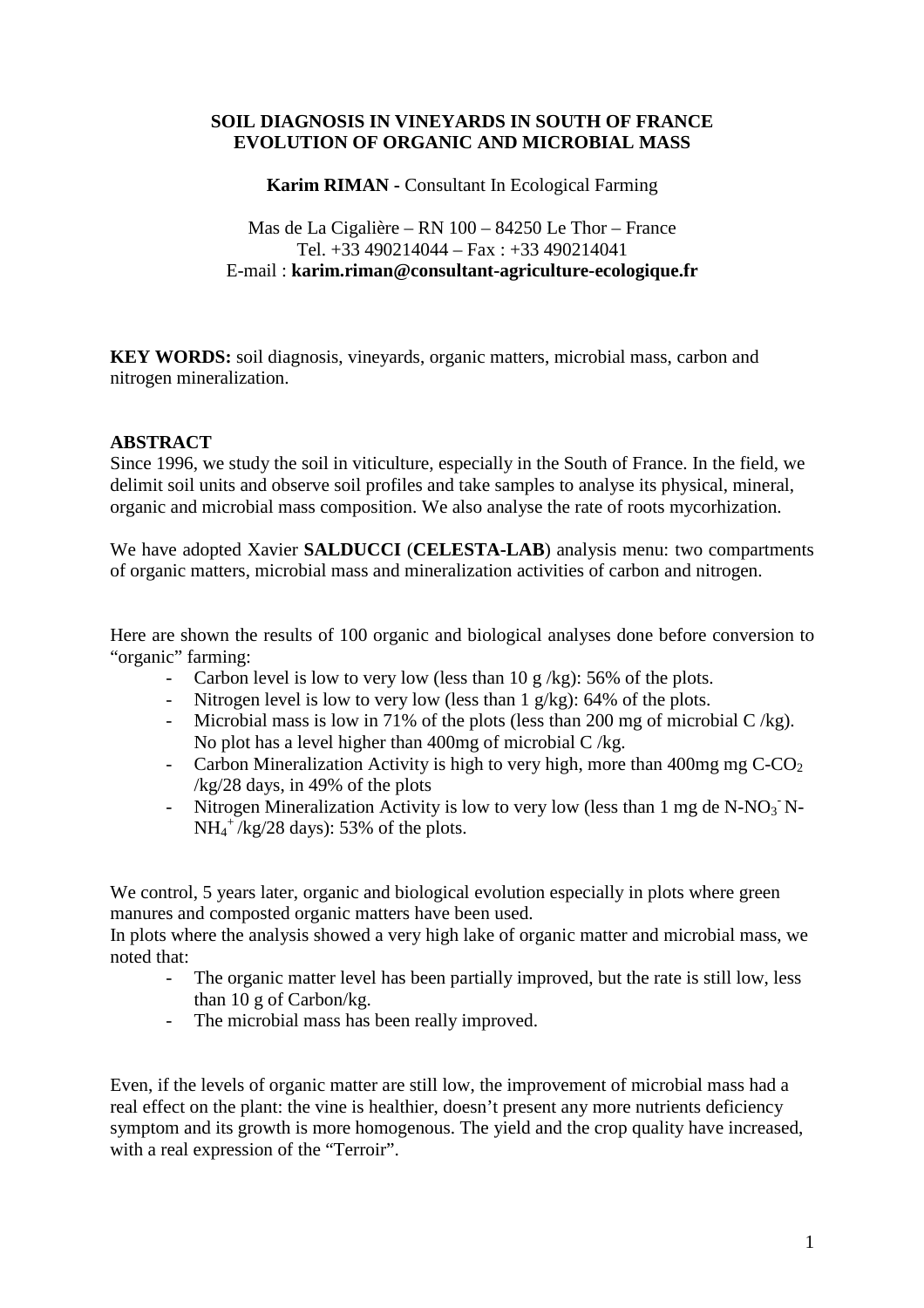# SOIL DIAGNOSIS IN VINEYARDS IN SOUTH OF FRANCE
# EVOLUTION OF ORGANIC AND MICROBIAL MASS

**Karim RIMAN -** Consultant In Ecological Farming

Mas de La Cigalière – RN 100 – 84250 Le Thor – France
Tel. +33 490214044 – Fax : +33 490214041
E-mail : **karim.riman@consultant-agriculture-ecologique.fr**

**KEY WORDS:** soil diagnosis, vineyards, organic matters, microbial mass, carbon and nitrogen mineralization.

## ABSTRACT

Since 1996, we study the soil in viticulture, especially in the South of France. In the field, we delimit soil units and observe soil profiles and take samples to analyse its physical, mineral, organic and microbial mass composition. We also analyse the rate of roots mycorhization.

We have adopted Xavier **SALDUCCI** (**CELESTA-LAB**) analysis menu: two compartments of organic matters, microbial mass and mineralization activities of carbon and nitrogen.

Here are shown the results of 100 organic and biological analyses done before conversion to "organic" farming:

- Carbon level is low to very low (less than 10 g /kg): 56% of the plots.
- Nitrogen level is low to very low (less than 1 g/kg): 64% of the plots.
- Microbial mass is low in 71% of the plots (less than 200 mg of microbial C /kg). No plot has a level higher than 400mg of microbial C /kg.
- Carbon Mineralization Activity is high to very high, more than 400mg mg C-$CO_2$ /kg/28 days, in 49% of the plots
- Nitrogen Mineralization Activity is low to very low (less than 1 mg de N-$NO_3^-$ N-$NH_4^+$ /kg/28 days): 53% of the plots.

We control, 5 years later, organic and biological evolution especially in plots where green manures and composted organic matters have been used.
In plots where the analysis showed a very high lake of organic matter and microbial mass, we noted that:

- The organic matter level has been partially improved, but the rate is still low, less than 10 g of Carbon/kg.
- The microbial mass has been really improved.

Even, if the levels of organic matter are still low, the improvement of microbial mass had a real effect on the plant: the vine is healthier, doesn't present any more nutrients deficiency symptom and its growth is more homogenous. The yield and the crop quality have increased, with a real expression of the "Terroir".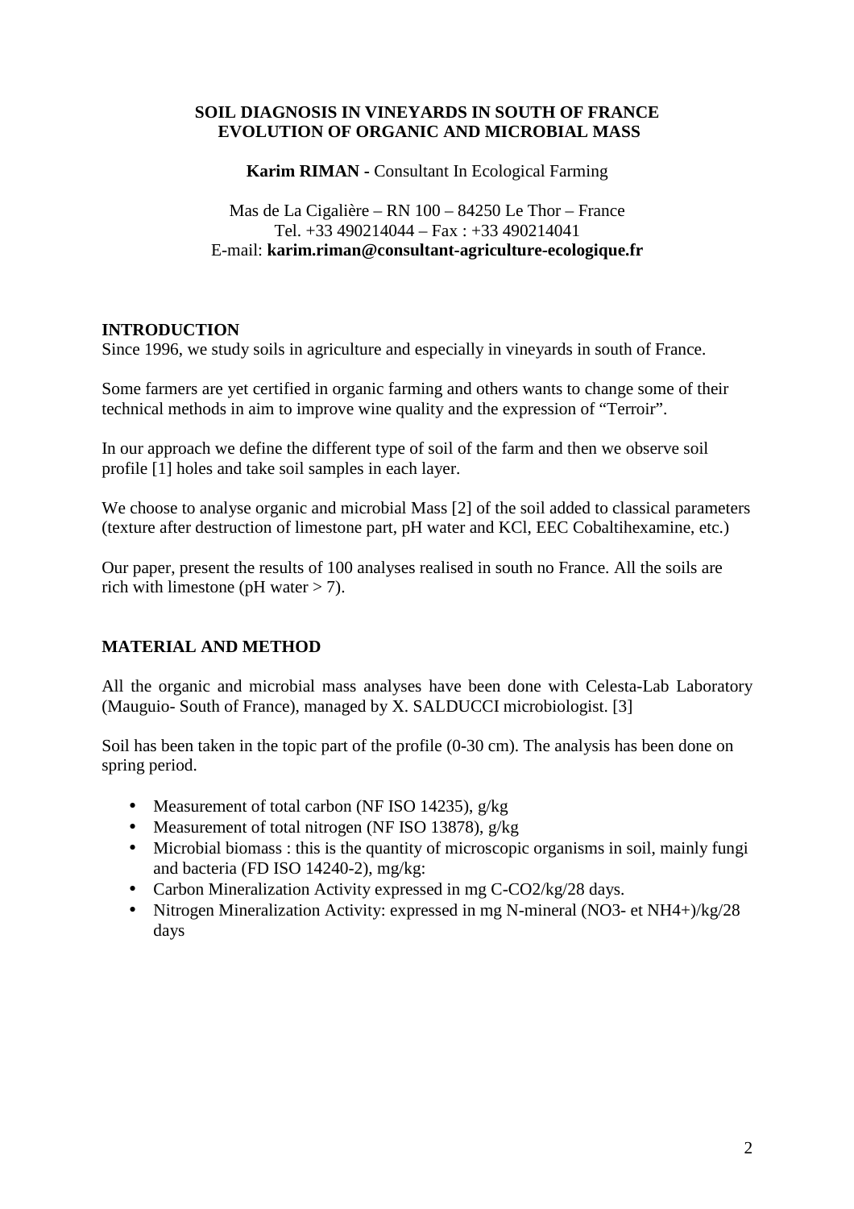**SOIL DIAGNOSIS IN VINEYARDS IN SOUTH OF FRANCE**
**EVOLUTION OF ORGANIC AND MICROBIAL MASS**

**Karim RIMAN -** Consultant In Ecological Farming

Mas de La Cigalière – RN 100 – 84250 Le Thor – France
Tel. +33 490214044 – Fax : +33 490214041
E-mail: **karim.riman@consultant-agriculture-ecologique.fr**

## INTRODUCTION

Since 1996, we study soils in agriculture and especially in vineyards in south of France.

Some farmers are yet certified in organic farming and others wants to change some of their technical methods in aim to improve wine quality and the expression of "Terroir".

In our approach we define the different type of soil of the farm and then we observe soil profile [1] holes and take soil samples in each layer.

We choose to analyse organic and microbial Mass [2] of the soil added to classical parameters (texture after destruction of limestone part, pH water and KCl, EEC Cobaltihexamine, etc.)

Our paper, present the results of 100 analyses realised in south no France. All the soils are rich with limestone (pH water > 7).

## MATERIAL AND METHOD

All the organic and microbial mass analyses have been done with Celesta-Lab Laboratory (Mauguio- South of France), managed by X. SALDUCCI microbiologist. [3]

Soil has been taken in the topic part of the profile (0-30 cm). The analysis has been done on spring period.

- Measurement of total carbon (NF ISO 14235), g/kg
- Measurement of total nitrogen (NF ISO 13878), g/kg
- Microbial biomass : this is the quantity of microscopic organisms in soil, mainly fungi and bacteria (FD ISO 14240-2), mg/kg:
- Carbon Mineralization Activity expressed in mg C-$CO_2$/kg/28 days.
- Nitrogen Mineralization Activity: expressed in mg N-mineral ($NO_3^-$ et $NH_4^+$)/kg/28 days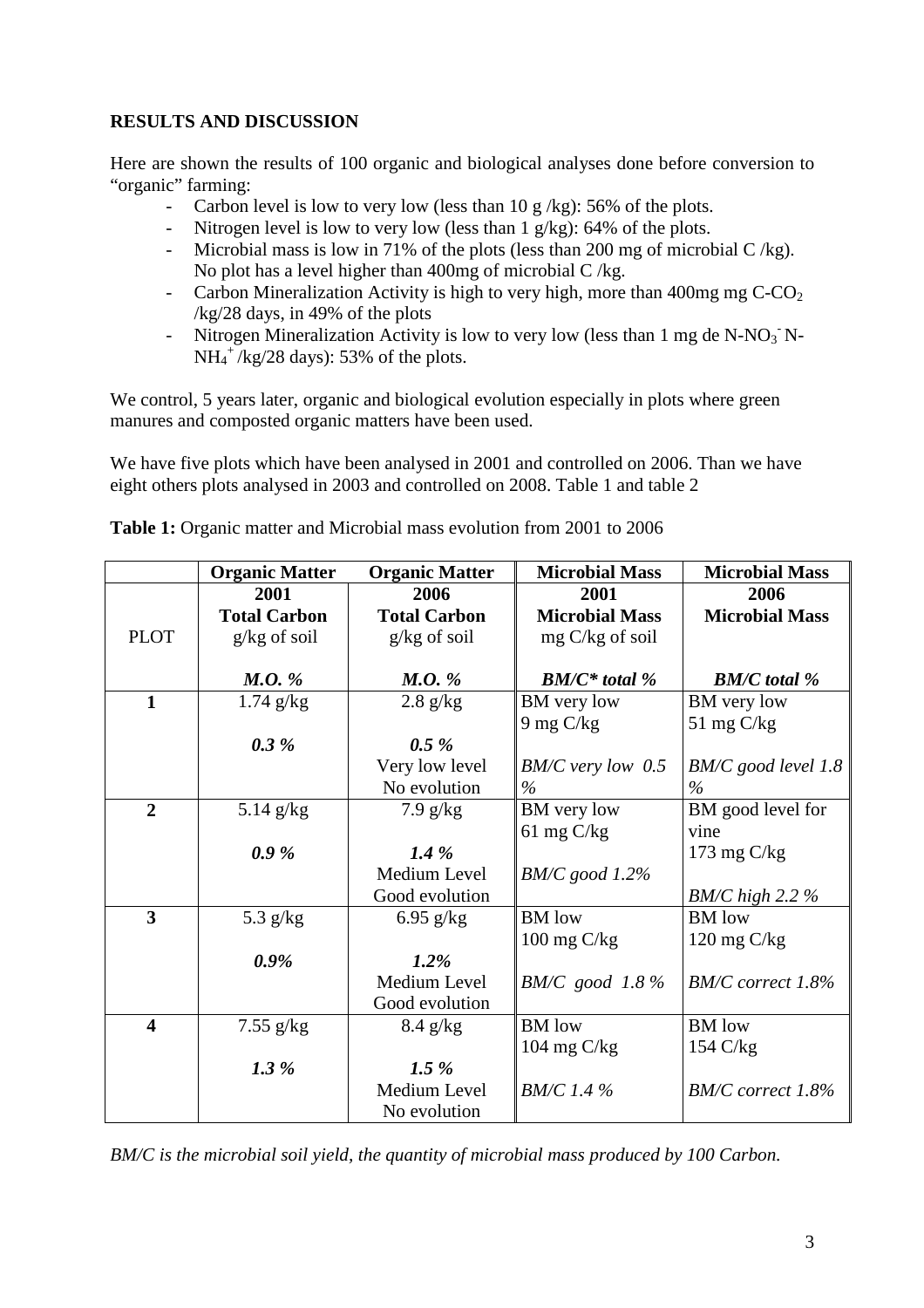## RESULTS AND DISCUSSION

Here are shown the results of 100 organic and biological analyses done before conversion to "organic" farming:

- Carbon level is low to very low (less than 10 g /kg): 56% of the plots.
- Nitrogen level is low to very low (less than 1 g/kg): 64% of the plots.
- Microbial mass is low in 71% of the plots (less than 200 mg of microbial C /kg). No plot has a level higher than 400mg of microbial C /kg.
- Carbon Mineralization Activity is high to very high, more than 400mg mg C-$CO_2$ /kg/28 days, in 49% of the plots
- Nitrogen Mineralization Activity is low to very low (less than 1 mg de N-$NO_3^-$ N-$NH_4^+$/kg/28 days): 53% of the plots.

We control, 5 years later, organic and biological evolution especially in plots where green manures and composted organic matters have been used.

We have five plots which have been analysed in 2001 and controlled on 2006. Than we have eight others plots analysed in 2003 and controlled on 2008. Table 1 and table 2

**Table 1:** Organic matter and Microbial mass evolution from 2001 to 2006

| PLOT | **Organic Matter 2001** **Total Carbon** g/kg of soil *M.O. %* | **Organic Matter 2006** **Total Carbon** g/kg of soil *M.O. %* | **Microbial Mass 2001** **Microbial Mass** mg C/kg of soil *BM/C\* total %* | **Microbial Mass 2006** **Microbial Mass** *BM/C total %* |
|---|---|---|---|---|
| **1** | 1.74 g/kg<br>***0.3 %*** | 2.8 g/kg<br>***0.5 %***<br>Very low level<br>No evolution | BM very low<br>9 mg C/kg<br>*BM/C very low 0.5 %* | BM very low<br>51 mg C/kg<br>*BM/C good level 1.8 %* |
| **2** | 5.14 g/kg<br>***0.9 %*** | 7.9 g/kg<br>***1.4 %***<br>Medium Level<br>Good evolution | BM very low<br>61 mg C/kg<br>*BM/C good 1.2%* | BM good level for vine<br>173 mg C/kg<br>*BM/C high 2.2 %* |
| **3** | 5.3 g/kg<br>***0.9%*** | 6.95 g/kg<br>***1.2%***<br>Medium Level<br>Good evolution | BM low<br>100 mg C/kg<br>*BM/C good 1.8 %* | BM low<br>120 mg C/kg<br>*BM/C correct 1.8%* |
| **4** | 7.55 g/kg<br>***1.3 %*** | 8.4 g/kg<br>***1.5 %***<br>Medium Level<br>No evolution | BM low<br>104 mg C/kg<br>*BM/C 1.4 %* | BM low<br>154 C/kg<br>*BM/C correct 1.8%* |

*BM/C is the microbial soil yield, the quantity of microbial mass produced by 100 Carbon.*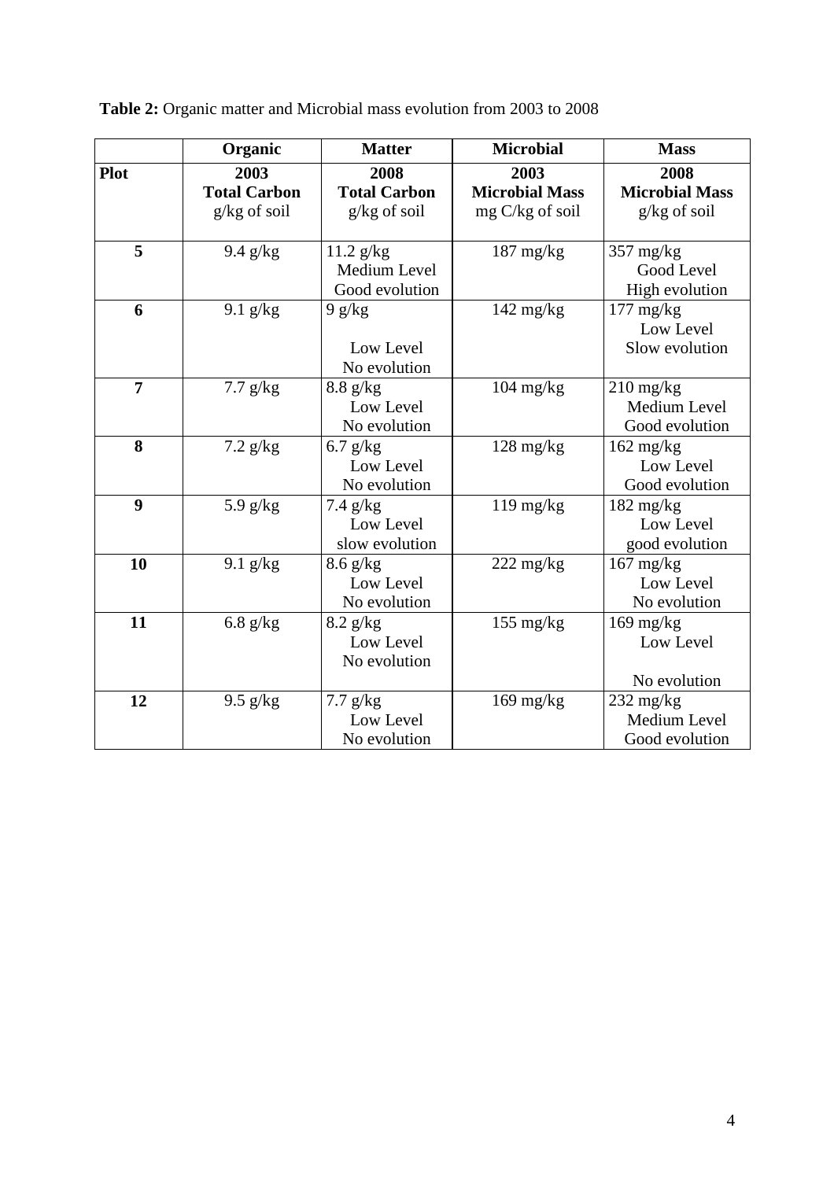**Table 2:** Organic matter and Microbial mass evolution from 2003 to 2008

| | Organic | Matter | Microbial | Mass |
|---|---|---|---|---|
| **Plot** | **2003 Total Carbon** g/kg of soil | **2008 Total Carbon** g/kg of soil | **2003 Microbial Mass** mg C/kg of soil | **2008 Microbial Mass** g/kg of soil |
| **5** | 9.4 g/kg | 11.2 g/kg Medium Level Good evolution | 187 mg/kg | 357 mg/kg Good Level High evolution |
| **6** | 9.1 g/kg | 9 g/kg Low Level No evolution | 142 mg/kg | 177 mg/kg Low Level Slow evolution |
| **7** | 7.7 g/kg | 8.8 g/kg Low Level No evolution | 104 mg/kg | 210 mg/kg Medium Level Good evolution |
| **8** | 7.2 g/kg | 6.7 g/kg Low Level No evolution | 128 mg/kg | 162 mg/kg Low Level Good evolution |
| **9** | 5.9 g/kg | 7.4 g/kg Low Level slow evolution | 119 mg/kg | 182 mg/kg Low Level good evolution |
| **10** | 9.1 g/kg | 8.6 g/kg Low Level No evolution | 222 mg/kg | 167 mg/kg Low Level No evolution |
| **11** | 6.8 g/kg | 8.2 g/kg Low Level No evolution | 155 mg/kg | 169 mg/kg Low Level No evolution |
| **12** | 9.5 g/kg | 7.7 g/kg Low Level No evolution | 169 mg/kg | 232 mg/kg Medium Level Good evolution |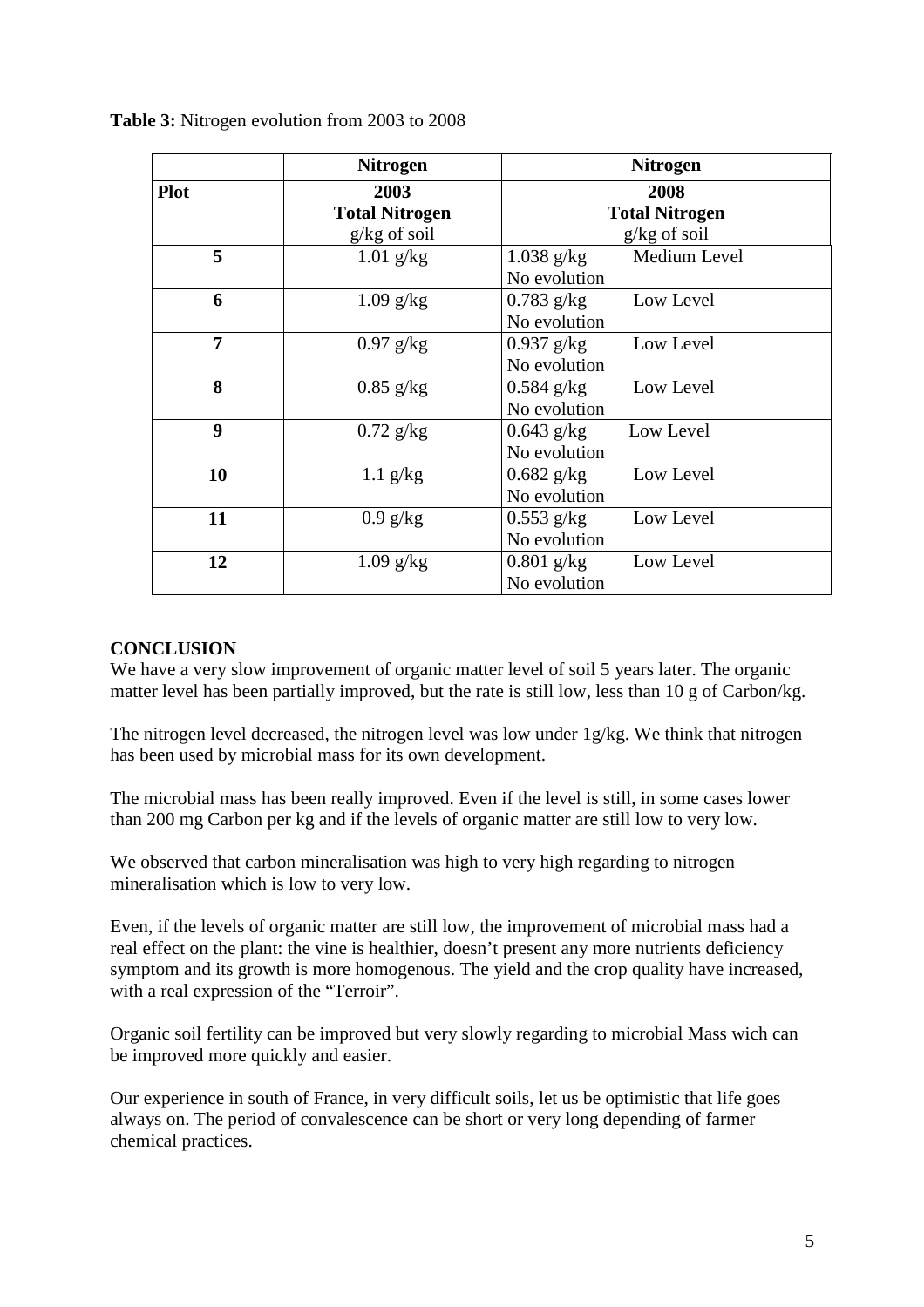**Table 3:** Nitrogen evolution from 2003 to 2008

| | Nitrogen | Nitrogen |
|---|---|---|
| **Plot** | **2003**<br>**Total Nitrogen**<br>g/kg of soil | **2008**<br>**Total Nitrogen**<br>g/kg of soil |
| **5** | 1.01 g/kg | 1.038 g/kg Medium Level<br>No evolution |
| **6** | 1.09 g/kg | 0.783 g/kg Low Level<br>No evolution |
| **7** | 0.97 g/kg | 0.937 g/kg Low Level<br>No evolution |
| **8** | 0.85 g/kg | 0.584 g/kg Low Level<br>No evolution |
| **9** | 0.72 g/kg | 0.643 g/kg Low Level<br>No evolution |
| **10** | 1.1 g/kg | 0.682 g/kg Low Level<br>No evolution |
| **11** | 0.9 g/kg | 0.553 g/kg Low Level<br>No evolution |
| **12** | 1.09 g/kg | 0.801 g/kg Low Level<br>No evolution |

**CONCLUSION**

We have a very slow improvement of organic matter level of soil 5 years later. The organic matter level has been partially improved, but the rate is still low, less than 10 g of Carbon/kg.

The nitrogen level decreased, the nitrogen level was low under 1g/kg. We think that nitrogen has been used by microbial mass for its own development.

The microbial mass has been really improved. Even if the level is still, in some cases lower than 200 mg Carbon per kg and if the levels of organic matter are still low to very low.

We observed that carbon mineralisation was high to very high regarding to nitrogen mineralisation which is low to very low.

Even, if the levels of organic matter are still low, the improvement of microbial mass had a real effect on the plant: the vine is healthier, doesn't present any more nutrients deficiency symptom and its growth is more homogenous. The yield and the crop quality have increased, with a real expression of the "Terroir".

Organic soil fertility can be improved but very slowly regarding to microbial Mass wich can be improved more quickly and easier.

Our experience in south of France, in very difficult soils, let us be optimistic that life goes always on. The period of convalescence can be short or very long depending of farmer chemical practices.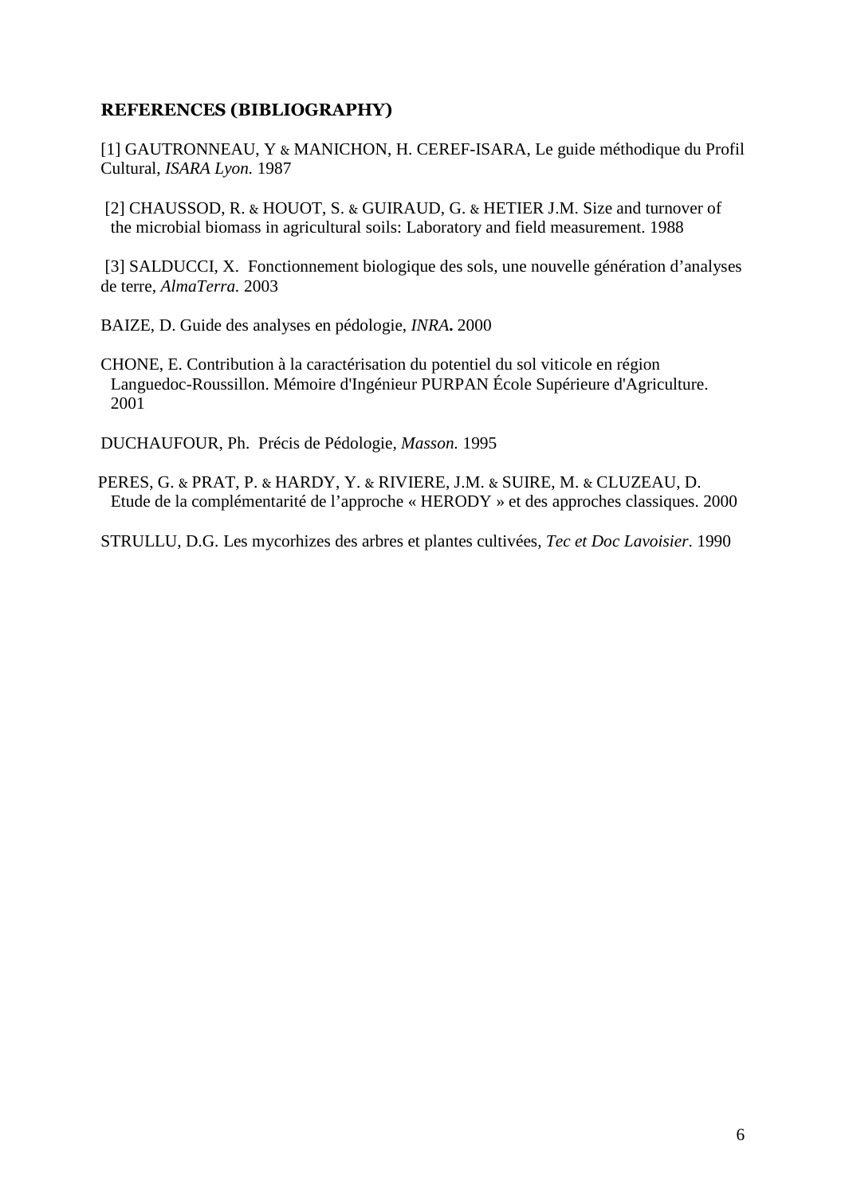## REFERENCES (BIBLIOGRAPHY)

[1] GAUTRONNEAU, Y & MANICHON, H. CEREF-ISARA, Le guide méthodique du Profil Cultural, *ISARA Lyon.* 1987

[2] CHAUSSOD, R. & HOUOT, S. & GUIRAUD, G. & HETIER J.M. Size and turnover of the microbial biomass in agricultural soils: Laboratory and field measurement. 1988

[3] SALDUCCI, X. Fonctionnement biologique des sols, une nouvelle génération d'analyses de terre, *AlmaTerra.* 2003

BAIZE, D. Guide des analyses en pédologie, *INRA***.** 2000

CHONE, E. Contribution à la caractérisation du potentiel du sol viticole en région Languedoc-Roussillon. Mémoire d'Ingénieur PURPAN École Supérieure d'Agriculture. 2001

DUCHAUFOUR, Ph. Précis de Pédologie*, Masson.* 1995

PERES, G. & PRAT, P. & HARDY, Y. & RIVIERE, J.M. & SUIRE, M. & CLUZEAU, D. Etude de la complémentarité de l'approche « HERODY » et des approches classiques. 2000

STRULLU, D.G. Les mycorhizes des arbres et plantes cultivées, *Tec et Doc Lavoisier*. 1990